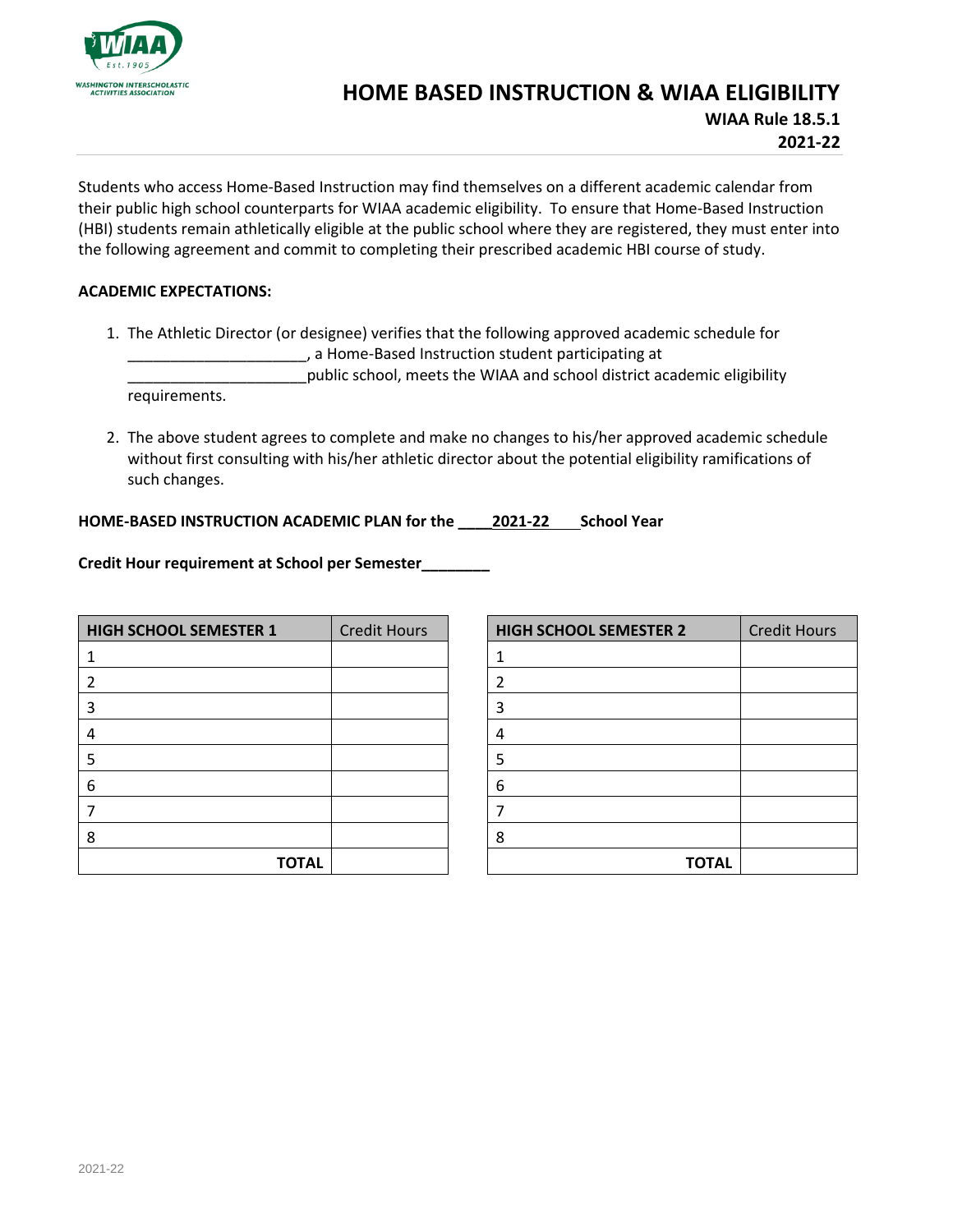WASHINGTON INTERSCHOLASTIC ACTIVITIES ASSOCIATION

# HOME BASED INSTRUCTION & WIAA ELIGIBILITY

**WIAA Rule 18.5.1**

**2021-22**

Students who access Home-Based Instruction may find themselves on a different academic calendar from their public high school counterparts for WIAA academic eligibility. To ensure that Home-Based Instruction (HBI) students remain athletically eligible at the public school where they are registered, they must enter into the following agreement and commit to completing their prescribed academic HBI course of study.

**ACADEMIC EXPECTATIONS:**

1. The Athletic Director (or designee) verifies that the following approved academic schedule for _____________________, a Home-Based Instruction student participating at _____________________public school, meets the WIAA and school district academic eligibility requirements.
2. The above student agrees to complete and make no changes to his/her approved academic schedule without first consulting with his/her athletic director about the potential eligibility ramifications of such changes.

**HOME-BASED INSTRUCTION ACADEMIC PLAN for the ____2021-22____ School Year**

**Credit Hour requirement at School per Semester________**

| **HIGH SCHOOL SEMESTER 1** | Credit Hours |
|---|---|
| 1 | |
| 2 | |
| 3 | |
| 4 | |
| 5 | |
| 6 | |
| 7 | |
| 8 | |
| **TOTAL** | |

| **HIGH SCHOOL SEMESTER 2** | Credit Hours |
|---|---|
| 1 | |
| 2 | |
| 3 | |
| 4 | |
| 5 | |
| 6 | |
| 7 | |
| 8 | |
| **TOTAL** | |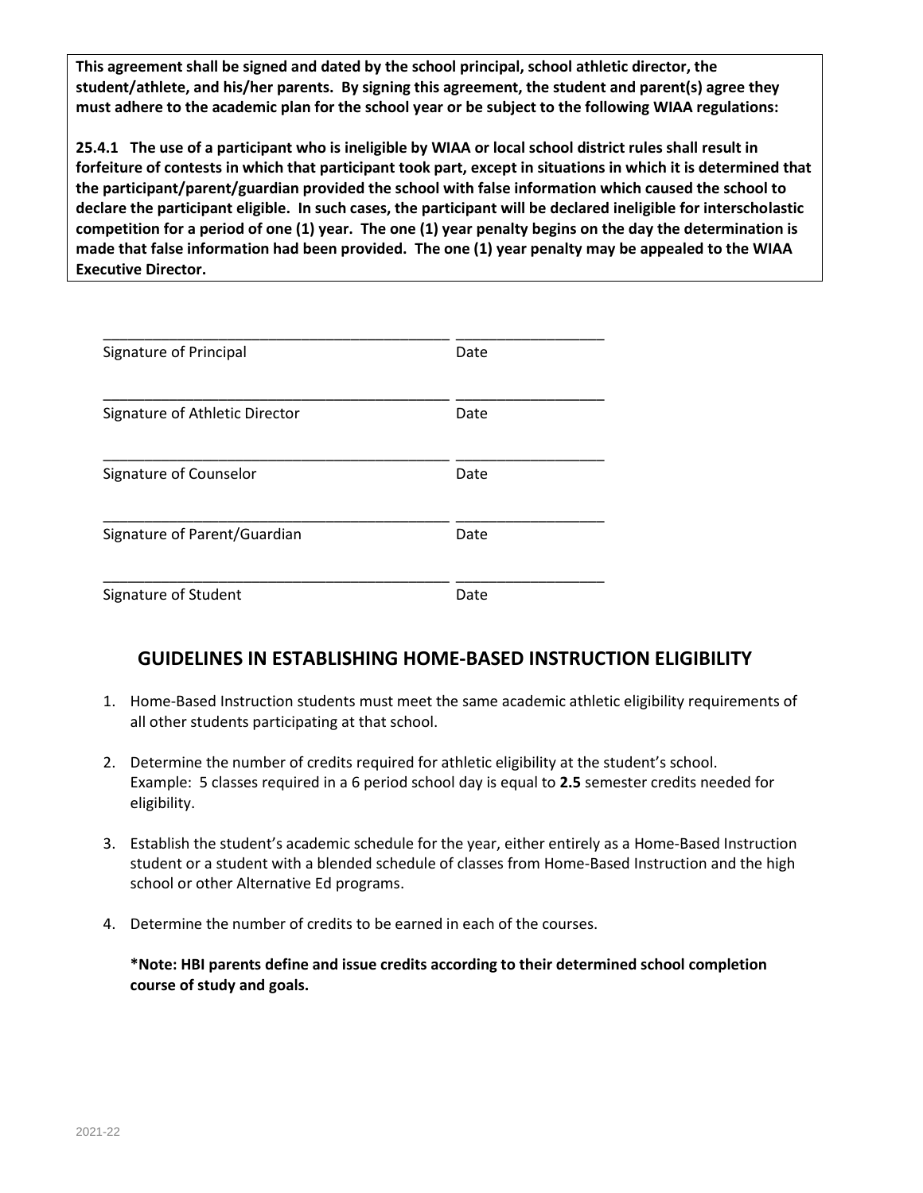**This agreement shall be signed and dated by the school principal, school athletic director, the student/athlete, and his/her parents. By signing this agreement, the student and parent(s) agree they must adhere to the academic plan for the school year or be subject to the following WIAA regulations:**

**25.4.1 The use of a participant who is ineligible by WIAA or local school district rules shall result in forfeiture of contests in which that participant took part, except in situations in which it is determined that the participant/parent/guardian provided the school with false information which caused the school to declare the participant eligible. In such cases, the participant will be declared ineligible for interscholastic competition for a period of one (1) year. The one (1) year penalty begins on the day the determination is made that false information had been provided. The one (1) year penalty may be appealed to the WIAA Executive Director.**

___________________________________________ __________________

Signature of Principal Date

___________________________________________ __________________

Signature of Athletic Director Date

___________________________________________ __________________

Signature of Counselor Date

___________________________________________ __________________

Signature of Parent/Guardian Date

___________________________________________ __________________

Signature of Student Date

## GUIDELINES IN ESTABLISHING HOME-BASED INSTRUCTION ELIGIBILITY

1. Home-Based Instruction students must meet the same academic athletic eligibility requirements of all other students participating at that school.

2. Determine the number of credits required for athletic eligibility at the student's school. Example: 5 classes required in a 6 period school day is equal to **2.5** semester credits needed for eligibility.

3. Establish the student's academic schedule for the year, either entirely as a Home-Based Instruction student or a student with a blended schedule of classes from Home-Based Instruction and the high school or other Alternative Ed programs.

4. Determine the number of credits to be earned in each of the courses.

   ***Note: HBI parents define and issue credits according to their determined school completion course of study and goals.**

2021-22